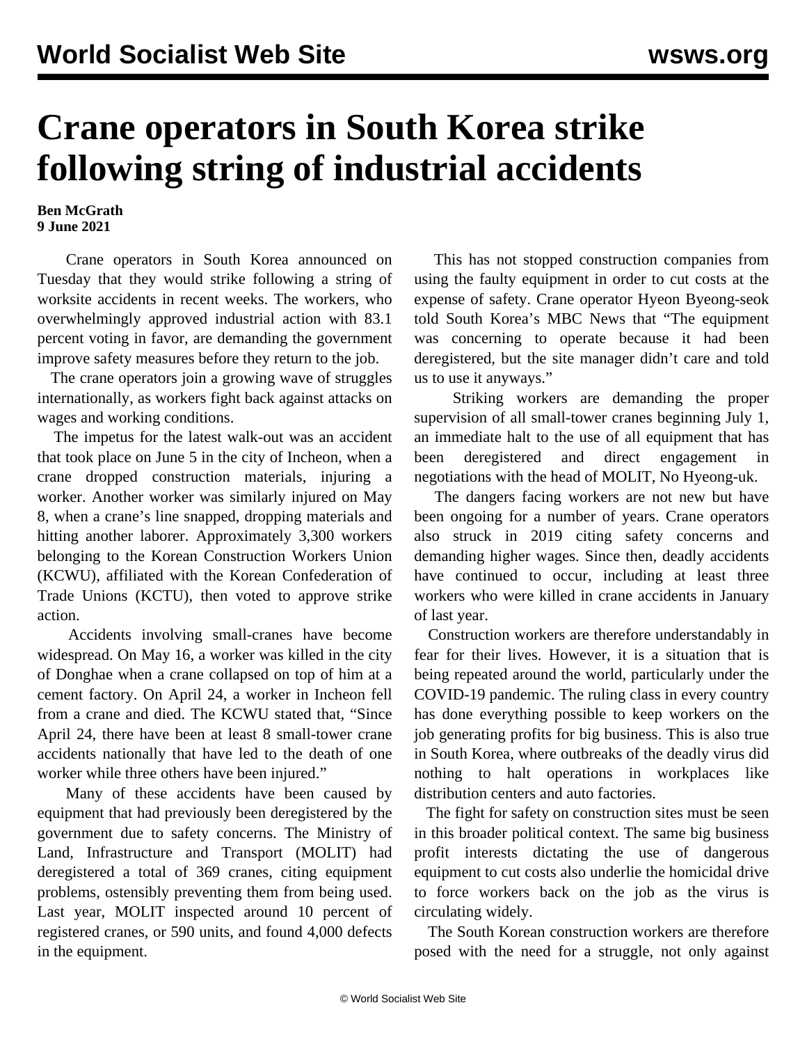# Crane operators in South Korea strike following string of industrial accidents

**Ben McGrath**
**9 June 2021**

Crane operators in South Korea announced on Tuesday that they would strike following a string of worksite accidents in recent weeks. The workers, who overwhelmingly approved industrial action with 83.1 percent voting in favor, are demanding the government improve safety measures before they return to the job.

The crane operators join a growing wave of struggles internationally, as workers fight back against attacks on wages and working conditions.

The impetus for the latest walk-out was an accident that took place on June 5 in the city of Incheon, when a crane dropped construction materials, injuring a worker. Another worker was similarly injured on May 8, when a crane's line snapped, dropping materials and hitting another laborer. Approximately 3,300 workers belonging to the Korean Construction Workers Union (KCWU), affiliated with the Korean Confederation of Trade Unions (KCTU), then voted to approve strike action.

Accidents involving small-cranes have become widespread. On May 16, a worker was killed in the city of Donghae when a crane collapsed on top of him at a cement factory. On April 24, a worker in Incheon fell from a crane and died. The KCWU stated that, "Since April 24, there have been at least 8 small-tower crane accidents nationally that have led to the death of one worker while three others have been injured."

Many of these accidents have been caused by equipment that had previously been deregistered by the government due to safety concerns. The Ministry of Land, Infrastructure and Transport (MOLIT) had deregistered a total of 369 cranes, citing equipment problems, ostensibly preventing them from being used. Last year, MOLIT inspected around 10 percent of registered cranes, or 590 units, and found 4,000 defects in the equipment.

This has not stopped construction companies from using the faulty equipment in order to cut costs at the expense of safety. Crane operator Hyeon Byeong-seok told South Korea's MBC News that "The equipment was concerning to operate because it had been deregistered, but the site manager didn't care and told us to use it anyways."

Striking workers are demanding the proper supervision of all small-tower cranes beginning July 1, an immediate halt to the use of all equipment that has been deregistered and direct engagement in negotiations with the head of MOLIT, No Hyeong-uk.

The dangers facing workers are not new but have been ongoing for a number of years. Crane operators also struck in 2019 citing safety concerns and demanding higher wages. Since then, deadly accidents have continued to occur, including at least three workers who were killed in crane accidents in January of last year.

Construction workers are therefore understandably in fear for their lives. However, it is a situation that is being repeated around the world, particularly under the COVID-19 pandemic. The ruling class in every country has done everything possible to keep workers on the job generating profits for big business. This is also true in South Korea, where outbreaks of the deadly virus did nothing to halt operations in workplaces like distribution centers and auto factories.

The fight for safety on construction sites must be seen in this broader political context. The same big business profit interests dictating the use of dangerous equipment to cut costs also underlie the homicidal drive to force workers back on the job as the virus is circulating widely.

The South Korean construction workers are therefore posed with the need for a struggle, not only against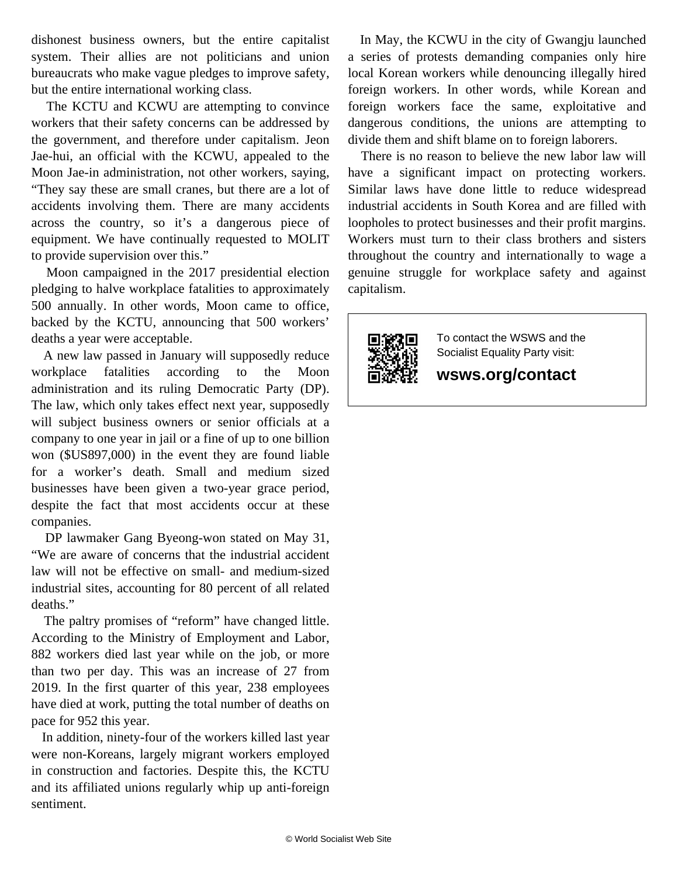dishonest business owners, but the entire capitalist system. Their allies are not politicians and union bureaucrats who make vague pledges to improve safety, but the entire international working class.

The KCTU and KCWU are attempting to convince workers that their safety concerns can be addressed by the government, and therefore under capitalism. Jeon Jae-hui, an official with the KCWU, appealed to the Moon Jae-in administration, not other workers, saying, “They say these are small cranes, but there are a lot of accidents involving them. There are many accidents across the country, so it’s a dangerous piece of equipment. We have continually requested to MOLIT to provide supervision over this.”

Moon campaigned in the 2017 presidential election pledging to halve workplace fatalities to approximately 500 annually. In other words, Moon came to office, backed by the KCTU, announcing that 500 workers’ deaths a year were acceptable.

A new law passed in January will supposedly reduce workplace fatalities according to the Moon administration and its ruling Democratic Party (DP). The law, which only takes effect next year, supposedly will subject business owners or senior officials at a company to one year in jail or a fine of up to one billion won ($US897,000) in the event they are found liable for a worker’s death. Small and medium sized businesses have been given a two-year grace period, despite the fact that most accidents occur at these companies.

DP lawmaker Gang Byeong-won stated on May 31, “We are aware of concerns that the industrial accident law will not be effective on small- and medium-sized industrial sites, accounting for 80 percent of all related deaths.”

The paltry promises of “reform” have changed little. According to the Ministry of Employment and Labor, 882 workers died last year while on the job, or more than two per day. This was an increase of 27 from 2019. In the first quarter of this year, 238 employees have died at work, putting the total number of deaths on pace for 952 this year.

In addition, ninety-four of the workers killed last year were non-Koreans, largely migrant workers employed in construction and factories. Despite this, the KCTU and its affiliated unions regularly whip up anti-foreign sentiment.

In May, the KCWU in the city of Gwangju launched a series of protests demanding companies only hire local Korean workers while denouncing illegally hired foreign workers. In other words, while Korean and foreign workers face the same, exploitative and dangerous conditions, the unions are attempting to divide them and shift blame on to foreign laborers.

There is no reason to believe the new labor law will have a significant impact on protecting workers. Similar laws have done little to reduce widespread industrial accidents in South Korea and are filled with loopholes to protect businesses and their profit margins. Workers must turn to their class brothers and sisters throughout the country and internationally to wage a genuine struggle for workplace safety and against capitalism.

To contact the WSWS and the Socialist Equality Party visit:

**wsws.org/contact**